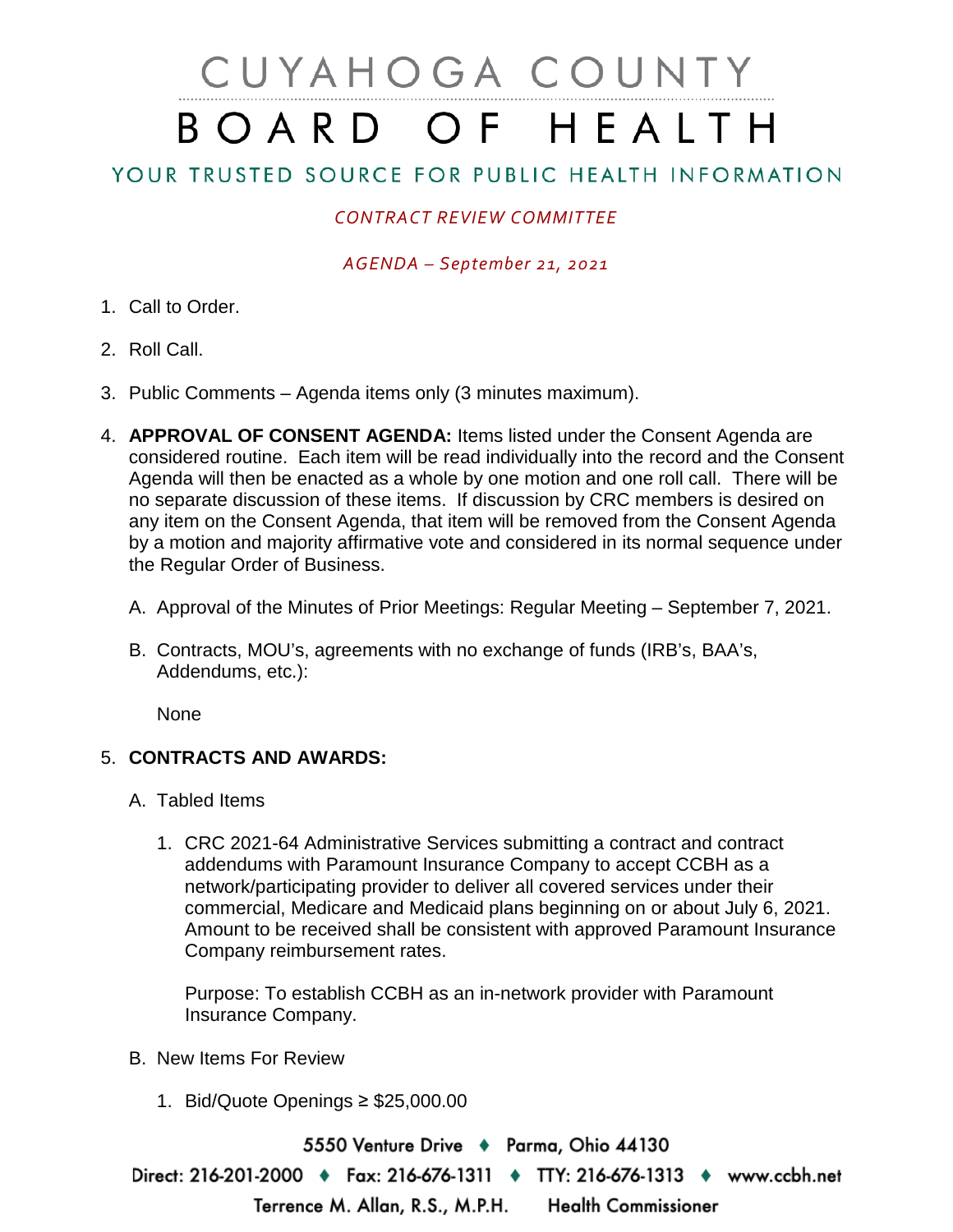# CUYAHOGA COUNTY BOARD OF HEALTH

YOUR TRUSTED SOURCE FOR PUBLIC HEALTH INFORMATION

*CONTRACT REVIEW COMMITTEE*

*AGENDA – September 21, 2021*

1. Call to Order.

2. Roll Call.

3. Public Comments – Agenda items only (3 minutes maximum).

4. **APPROVAL OF CONSENT AGENDA:** Items listed under the Consent Agenda are considered routine. Each item will be read individually into the record and the Consent Agenda will then be enacted as a whole by one motion and one roll call. There will be no separate discussion of these items. If discussion by CRC members is desired on any item on the Consent Agenda, that item will be removed from the Consent Agenda by a motion and majority affirmative vote and considered in its normal sequence under the Regular Order of Business.

   A. Approval of the Minutes of Prior Meetings: Regular Meeting – September 7, 2021.

   B. Contracts, MOU's, agreements with no exchange of funds (IRB's, BAA's, Addendums, etc.):

      None

5. **CONTRACTS AND AWARDS:**

   A. Tabled Items

      1. CRC 2021-64 Administrative Services submitting a contract and contract addendums with Paramount Insurance Company to accept CCBH as a network/participating provider to deliver all covered services under their commercial, Medicare and Medicaid plans beginning on or about July 6, 2021. Amount to be received shall be consistent with approved Paramount Insurance Company reimbursement rates.

         Purpose: To establish CCBH as an in-network provider with Paramount Insurance Company.

   B. New Items For Review

      1. Bid/Quote Openings ≥ $25,000.00

5550 Venture Drive ♦ Parma, Ohio 44130

Direct: 216-201-2000 ♦ Fax: 216-676-1311 ♦ TTY: 216-676-1313 ♦ www.ccbh.net

Terrence M. Allan, R.S., M.P.H. Health Commissioner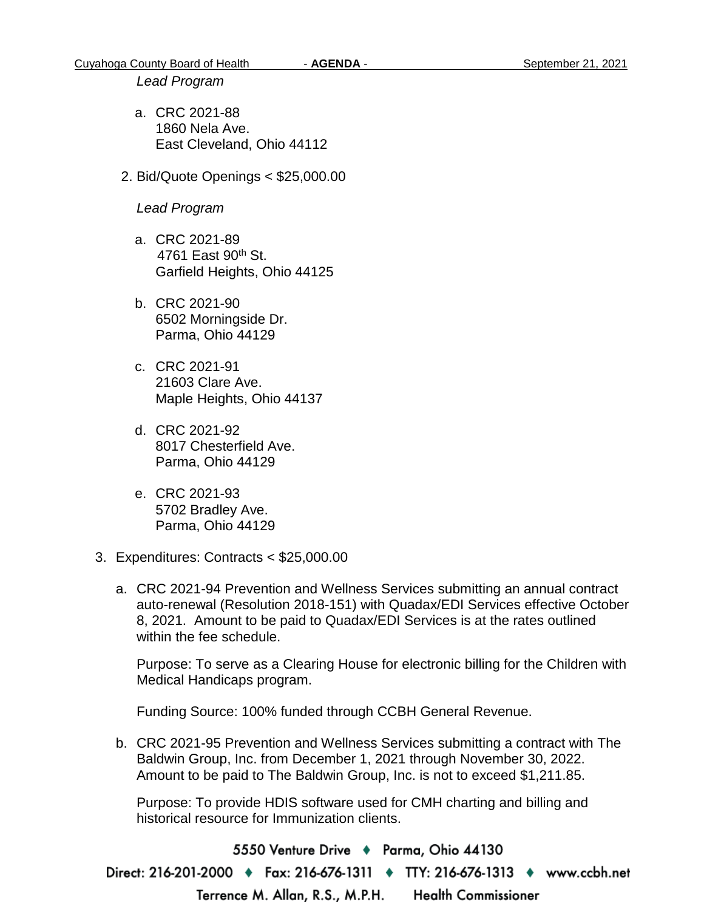*Lead Program*

a. CRC 2021-88
   1860 Nela Ave.
   East Cleveland, Ohio 44112

2. Bid/Quote Openings < $25,000.00

   *Lead Program*

   a. CRC 2021-89
      4761 East 90th St.
      Garfield Heights, Ohio 44125

   b. CRC 2021-90
      6502 Morningside Dr.
      Parma, Ohio 44129

   c. CRC 2021-91
      21603 Clare Ave.
      Maple Heights, Ohio 44137

   d. CRC 2021-92
      8017 Chesterfield Ave.
      Parma, Ohio 44129

   e. CRC 2021-93
      5702 Bradley Ave.
      Parma, Ohio 44129

3. Expenditures: Contracts < $25,000.00

   a. CRC 2021-94 Prevention and Wellness Services submitting an annual contract auto-renewal (Resolution 2018-151) with Quadax/EDI Services effective October 8, 2021. Amount to be paid to Quadax/EDI Services is at the rates outlined within the fee schedule.

      Purpose: To serve as a Clearing House for electronic billing for the Children with Medical Handicaps program.

      Funding Source: 100% funded through CCBH General Revenue.

   b. CRC 2021-95 Prevention and Wellness Services submitting a contract with The Baldwin Group, Inc. from December 1, 2021 through November 30, 2022. Amount to be paid to The Baldwin Group, Inc. is not to exceed $1,211.85.

      Purpose: To provide HDIS software used for CMH charting and billing and historical resource for Immunization clients.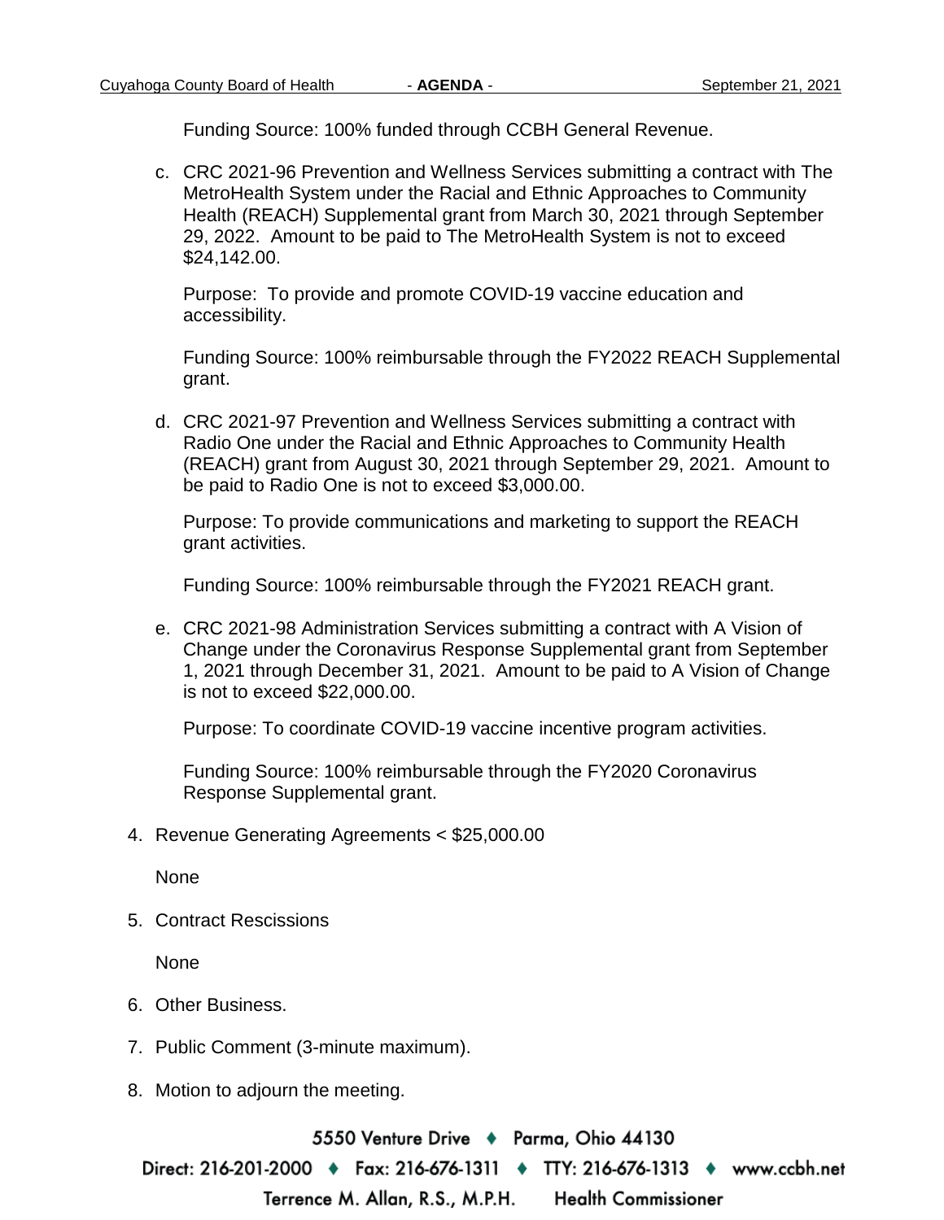Funding Source: 100% funded through CCBH General Revenue.

c. CRC 2021-96 Prevention and Wellness Services submitting a contract with The MetroHealth System under the Racial and Ethnic Approaches to Community Health (REACH) Supplemental grant from March 30, 2021 through September 29, 2022. Amount to be paid to The MetroHealth System is not to exceed $24,142.00.

   Purpose: To provide and promote COVID-19 vaccine education and accessibility.

   Funding Source: 100% reimbursable through the FY2022 REACH Supplemental grant.

d. CRC 2021-97 Prevention and Wellness Services submitting a contract with Radio One under the Racial and Ethnic Approaches to Community Health (REACH) grant from August 30, 2021 through September 29, 2021. Amount to be paid to Radio One is not to exceed $3,000.00.

   Purpose: To provide communications and marketing to support the REACH grant activities.

   Funding Source: 100% reimbursable through the FY2021 REACH grant.

e. CRC 2021-98 Administration Services submitting a contract with A Vision of Change under the Coronavirus Response Supplemental grant from September 1, 2021 through December 31, 2021. Amount to be paid to A Vision of Change is not to exceed $22,000.00.

   Purpose: To coordinate COVID-19 vaccine incentive program activities.

   Funding Source: 100% reimbursable through the FY2020 Coronavirus Response Supplemental grant.

4. Revenue Generating Agreements < $25,000.00

   None

5. Contract Rescissions

   None

6. Other Business.

7. Public Comment (3-minute maximum).

8. Motion to adjourn the meeting.

5550 Venture Drive ♦ Parma, Ohio 44130

Direct: 216-201-2000 ♦ Fax: 216-676-1311 ♦ TTY: 216-676-1313 ♦ www.ccbh.net

Terrence M. Allan, R.S., M.P.H. Health Commissioner